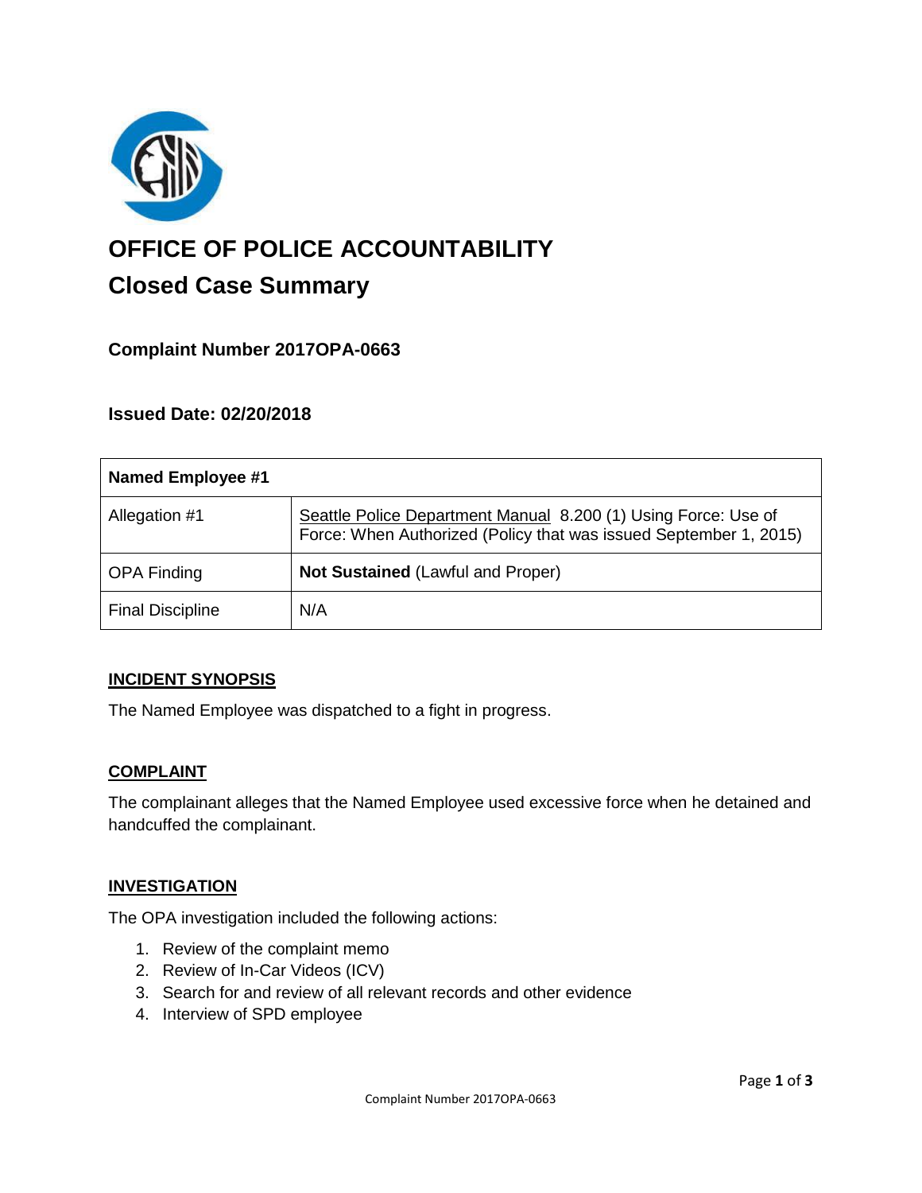# OFFICE OF POLICE ACCOUNTABILITY

## Closed Case Summary

### Complaint Number 2017OPA-0663

### Issued Date: 02/20/2018

| Named Employee #1 | |
|---|---|
| Allegation #1 | Seattle Police Department Manual 8.200 (1) Using Force: Use of Force: When Authorized (Policy that was issued September 1, 2015) |
| OPA Finding | **Not Sustained** (Lawful and Proper) |
| Final Discipline | N/A |

**INCIDENT SYNOPSIS**

The Named Employee was dispatched to a fight in progress.

**COMPLAINT**

The complainant alleges that the Named Employee used excessive force when he detained and handcuffed the complainant.

**INVESTIGATION**

The OPA investigation included the following actions:

1. Review of the complaint memo
2. Review of In-Car Videos (ICV)
3. Search for and review of all relevant records and other evidence
4. Interview of SPD employee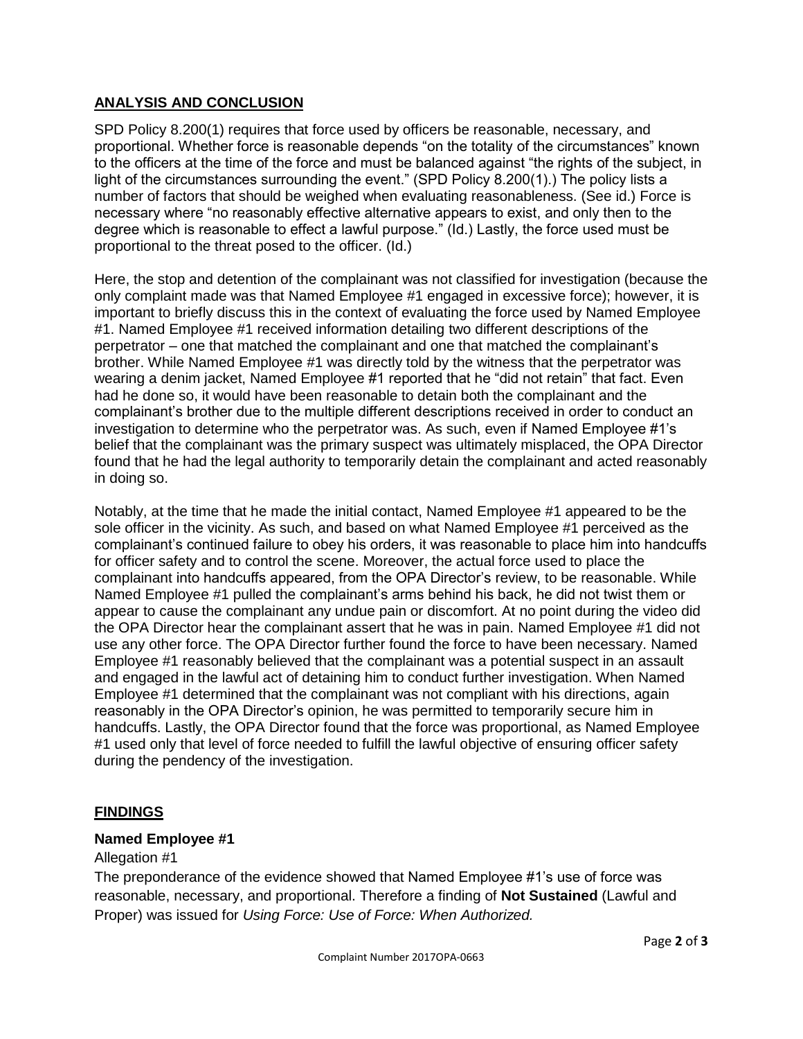## ANALYSIS AND CONCLUSION

SPD Policy 8.200(1) requires that force used by officers be reasonable, necessary, and proportional. Whether force is reasonable depends "on the totality of the circumstances" known to the officers at the time of the force and must be balanced against "the rights of the subject, in light of the circumstances surrounding the event." (SPD Policy 8.200(1).) The policy lists a number of factors that should be weighed when evaluating reasonableness. (See id.) Force is necessary where "no reasonably effective alternative appears to exist, and only then to the degree which is reasonable to effect a lawful purpose." (Id.) Lastly, the force used must be proportional to the threat posed to the officer. (Id.)

Here, the stop and detention of the complainant was not classified for investigation (because the only complaint made was that Named Employee #1 engaged in excessive force); however, it is important to briefly discuss this in the context of evaluating the force used by Named Employee #1. Named Employee #1 received information detailing two different descriptions of the perpetrator – one that matched the complainant and one that matched the complainant's brother. While Named Employee #1 was directly told by the witness that the perpetrator was wearing a denim jacket, Named Employee #1 reported that he "did not retain" that fact. Even had he done so, it would have been reasonable to detain both the complainant and the complainant's brother due to the multiple different descriptions received in order to conduct an investigation to determine who the perpetrator was. As such, even if Named Employee #1's belief that the complainant was the primary suspect was ultimately misplaced, the OPA Director found that he had the legal authority to temporarily detain the complainant and acted reasonably in doing so.

Notably, at the time that he made the initial contact, Named Employee #1 appeared to be the sole officer in the vicinity. As such, and based on what Named Employee #1 perceived as the complainant's continued failure to obey his orders, it was reasonable to place him into handcuffs for officer safety and to control the scene. Moreover, the actual force used to place the complainant into handcuffs appeared, from the OPA Director's review, to be reasonable. While Named Employee #1 pulled the complainant's arms behind his back, he did not twist them or appear to cause the complainant any undue pain or discomfort. At no point during the video did the OPA Director hear the complainant assert that he was in pain. Named Employee #1 did not use any other force. The OPA Director further found the force to have been necessary. Named Employee #1 reasonably believed that the complainant was a potential suspect in an assault and engaged in the lawful act of detaining him to conduct further investigation. When Named Employee #1 determined that the complainant was not compliant with his directions, again reasonably in the OPA Director's opinion, he was permitted to temporarily secure him in handcuffs. Lastly, the OPA Director found that the force was proportional, as Named Employee #1 used only that level of force needed to fulfill the lawful objective of ensuring officer safety during the pendency of the investigation.

## FINDINGS

### Named Employee #1

Allegation #1

The preponderance of the evidence showed that Named Employee #1's use of force was reasonable, necessary, and proportional. Therefore a finding of **Not Sustained** (Lawful and Proper) was issued for *Using Force: Use of Force: When Authorized.*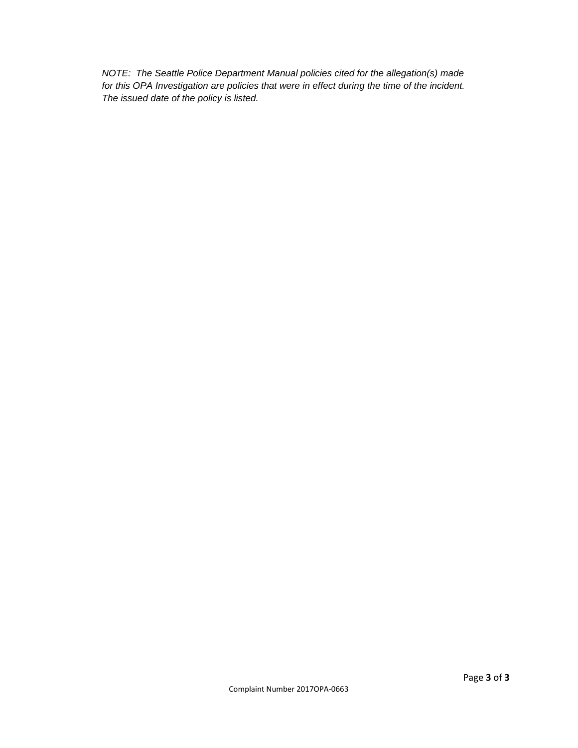*NOTE: The Seattle Police Department Manual policies cited for the allegation(s) made for this OPA Investigation are policies that were in effect during the time of the incident. The issued date of the policy is listed.*